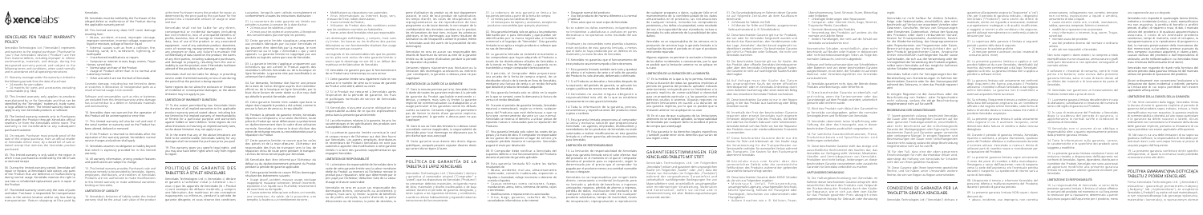# XENCELABS PEN TABLET WARRANTY POLICY

# POLITIQUE DE GARANTIE DE LA TABLETTE STYLET XENCELABS

# POLÍTICA DE GARANTÍA DE LA TABLETA CON LÁPIZ DIGITAL XENCELABS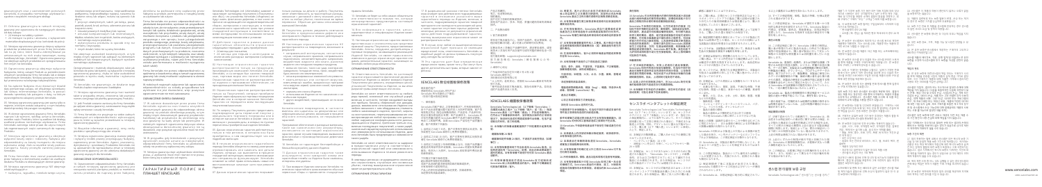## ГАРАНТИЙНЫЙ ПОЛИС НА ПРОДУКЦИЮ

## XENCELABS 数位绘图板保修政策

## XENCELABS 繪圖板保修政策

www.xencelabs.com